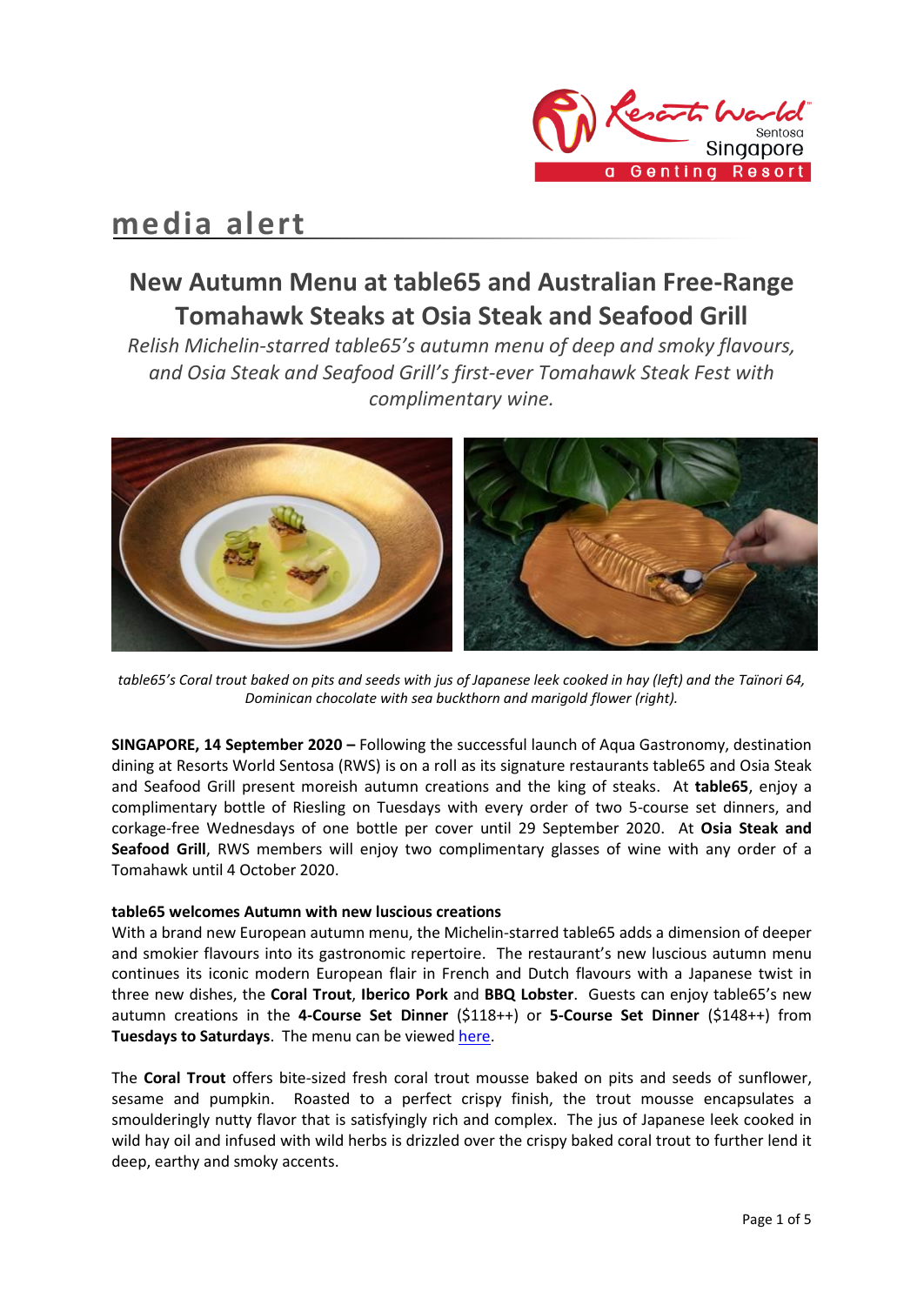# media alert

## New Autumn Menu at table65 and Australian Free-Range Tomahawk Steaks at Osia Steak and Seafood Grill

*Relish Michelin-starred table65's autumn menu of deep and smoky flavours, and Osia Steak and Seafood Grill's first-ever Tomahawk Steak Fest with complimentary wine.*

*table65's Coral trout baked on pits and seeds with jus of Japanese leek cooked in hay (left) and the Taïnori 64, Dominican chocolate with sea buckthorn and marigold flower (right).*

**SINGAPORE, 14 September 2020 –** Following the successful launch of Aqua Gastronomy, destination dining at Resorts World Sentosa (RWS) is on a roll as its signature restaurants table65 and Osia Steak and Seafood Grill present moreish autumn creations and the king of steaks. At **table65**, enjoy a complimentary bottle of Riesling on Tuesdays with every order of two 5-course set dinners, and corkage-free Wednesdays of one bottle per cover until 29 September 2020. At **Osia Steak and Seafood Grill**, RWS members will enjoy two complimentary glasses of wine with any order of a Tomahawk until 4 October 2020.

**table65 welcomes Autumn with new luscious creations**

With a brand new European autumn menu, the Michelin-starred table65 adds a dimension of deeper and smokier flavours into its gastronomic repertoire. The restaurant's new luscious autumn menu continues its iconic modern European flair in French and Dutch flavours with a Japanese twist in three new dishes, the **Coral Trout**, **Iberico Pork** and **BBQ Lobster**. Guests can enjoy table65's new autumn creations in the **4-Course Set Dinner** ($118++) or **5-Course Set Dinner** ($148++) from **Tuesdays to Saturdays**. The menu can be viewed here.

The **Coral Trout** offers bite-sized fresh coral trout mousse baked on pits and seeds of sunflower, sesame and pumpkin. Roasted to a perfect crispy finish, the trout mousse encapsulates a smoulderingly nutty flavor that is satisfyingly rich and complex. The jus of Japanese leek cooked in wild hay oil and infused with wild herbs is drizzled over the crispy baked coral trout to further lend it deep, earthy and smoky accents.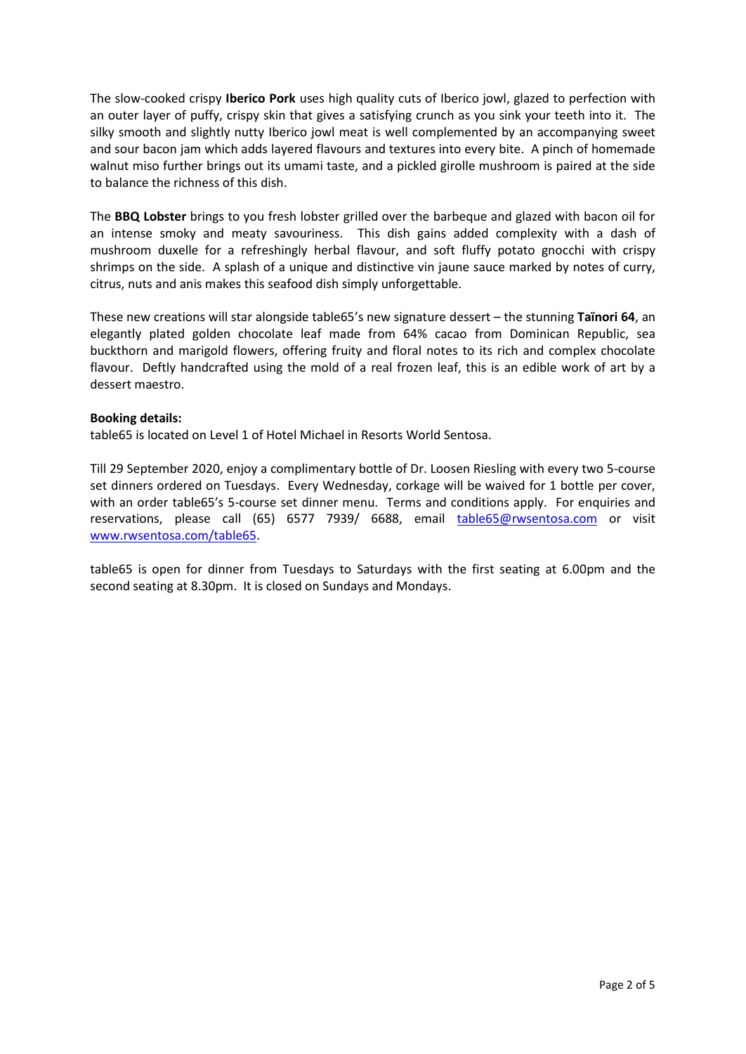The slow-cooked crispy **Iberico Pork** uses high quality cuts of Iberico jowl, glazed to perfection with an outer layer of puffy, crispy skin that gives a satisfying crunch as you sink your teeth into it. The silky smooth and slightly nutty Iberico jowl meat is well complemented by an accompanying sweet and sour bacon jam which adds layered flavours and textures into every bite. A pinch of homemade walnut miso further brings out its umami taste, and a pickled girolle mushroom is paired at the side to balance the richness of this dish.

The **BBQ Lobster** brings to you fresh lobster grilled over the barbeque and glazed with bacon oil for an intense smoky and meaty savouriness. This dish gains added complexity with a dash of mushroom duxelle for a refreshingly herbal flavour, and soft fluffy potato gnocchi with crispy shrimps on the side. A splash of a unique and distinctive vin jaune sauce marked by notes of curry, citrus, nuts and anis makes this seafood dish simply unforgettable.

These new creations will star alongside table65's new signature dessert – the stunning **Taïnori 64**, an elegantly plated golden chocolate leaf made from 64% cacao from Dominican Republic, sea buckthorn and marigold flowers, offering fruity and floral notes to its rich and complex chocolate flavour. Deftly handcrafted using the mold of a real frozen leaf, this is an edible work of art by a dessert maestro.

**Booking details:**

table65 is located on Level 1 of Hotel Michael in Resorts World Sentosa.

Till 29 September 2020, enjoy a complimentary bottle of Dr. Loosen Riesling with every two 5-course set dinners ordered on Tuesdays. Every Wednesday, corkage will be waived for 1 bottle per cover, with an order table65's 5-course set dinner menu. Terms and conditions apply. For enquiries and reservations, please call (65) 6577 7939/ 6688, email table65@rwsentosa.com or visit www.rwsentosa.com/table65.

table65 is open for dinner from Tuesdays to Saturdays with the first seating at 6.00pm and the second seating at 8.30pm. It is closed on Sundays and Mondays.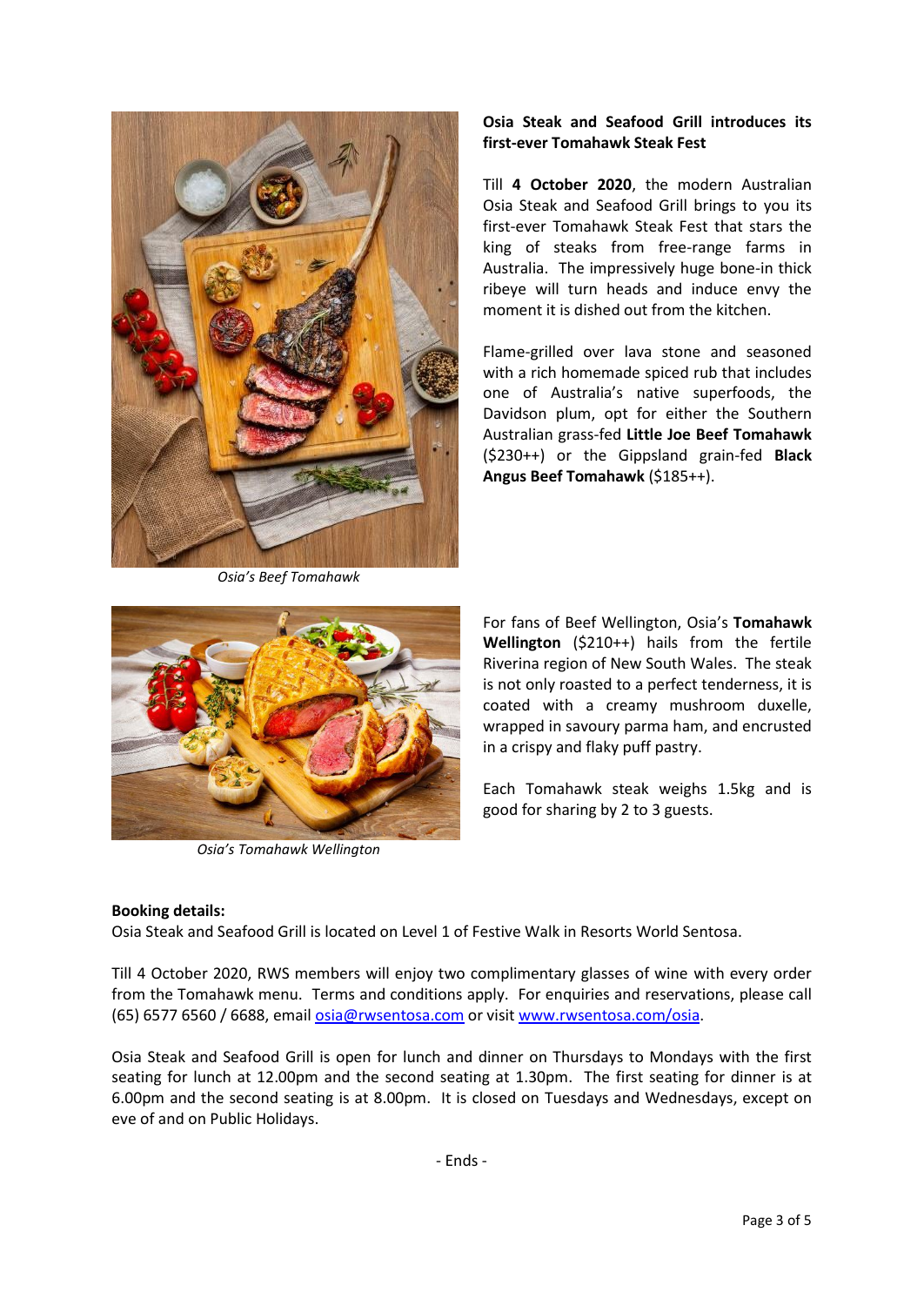**Osia Steak and Seafood Grill introduces its first-ever Tomahawk Steak Fest**

Till **4 October 2020**, the modern Australian Osia Steak and Seafood Grill brings to you its first-ever Tomahawk Steak Fest that stars the king of steaks from free-range farms in Australia. The impressively huge bone-in thick ribeye will turn heads and induce envy the moment it is dished out from the kitchen.

Flame-grilled over lava stone and seasoned with a rich homemade spiced rub that includes one of Australia's native superfoods, the Davidson plum, opt for either the Southern Australian grass-fed **Little Joe Beef Tomahawk** ($230++) or the Gippsland grain-fed **Black Angus Beef Tomahawk** ($185++).

*Osia's Beef Tomahawk*

For fans of Beef Wellington, Osia's **Tomahawk Wellington** ($210++) hails from the fertile Riverina region of New South Wales. The steak is not only roasted to a perfect tenderness, it is coated with a creamy mushroom duxelle, wrapped in savoury parma ham, and encrusted in a crispy and flaky puff pastry.

Each Tomahawk steak weighs 1.5kg and is good for sharing by 2 to 3 guests.

*Osia's Tomahawk Wellington*

**Booking details:**

Osia Steak and Seafood Grill is located on Level 1 of Festive Walk in Resorts World Sentosa.

Till 4 October 2020, RWS members will enjoy two complimentary glasses of wine with every order from the Tomahawk menu. Terms and conditions apply. For enquiries and reservations, please call (65) 6577 6560 / 6688, email osia@rwsentosa.com or visit www.rwsentosa.com/osia.

Osia Steak and Seafood Grill is open for lunch and dinner on Thursdays to Mondays with the first seating for lunch at 12.00pm and the second seating at 1.30pm. The first seating for dinner is at 6.00pm and the second seating is at 8.00pm. It is closed on Tuesdays and Wednesdays, except on eve of and on Public Holidays.

- Ends -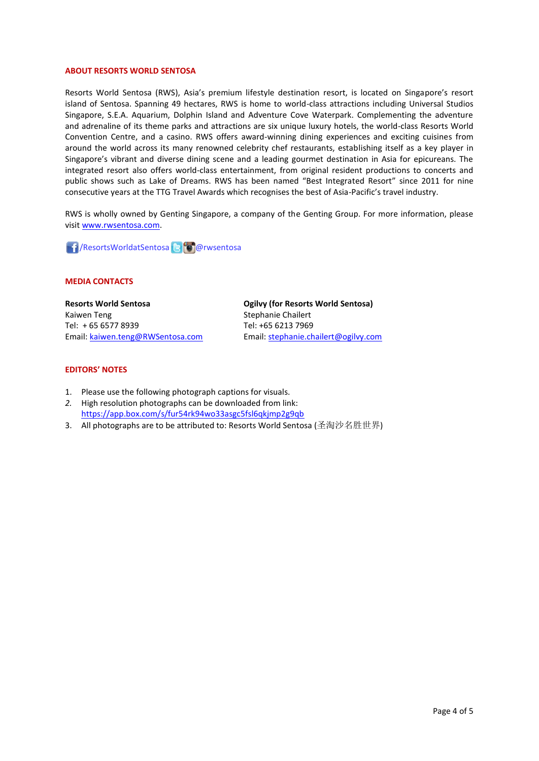## ABOUT RESORTS WORLD SENTOSA

Resorts World Sentosa (RWS), Asia's premium lifestyle destination resort, is located on Singapore's resort island of Sentosa. Spanning 49 hectares, RWS is home to world-class attractions including Universal Studios Singapore, S.E.A. Aquarium, Dolphin Island and Adventure Cove Waterpark. Complementing the adventure and adrenaline of its theme parks and attractions are six unique luxury hotels, the world-class Resorts World Convention Centre, and a casino. RWS offers award-winning dining experiences and exciting cuisines from around the world across its many renowned celebrity chef restaurants, establishing itself as a key player in Singapore's vibrant and diverse dining scene and a leading gourmet destination in Asia for epicureans. The integrated resort also offers world-class entertainment, from original resident productions to concerts and public shows such as Lake of Dreams. RWS has been named "Best Integrated Resort" since 2011 for nine consecutive years at the TTG Travel Awards which recognises the best of Asia-Pacific's travel industry.

RWS is wholly owned by Genting Singapore, a company of the Genting Group. For more information, please visit www.rwsentosa.com.

/ResortsWorldatSentosa @rwsentosa

## MEDIA CONTACTS

**Resorts World Sentosa**
Kaiwen Teng
Tel: + 65 6577 8939
Email: kaiwen.teng@RWSentosa.com

**Ogilvy (for Resorts World Sentosa)**
Stephanie Chailert
Tel: +65 6213 7969
Email: stephanie.chailert@ogilvy.com

## EDITORS' NOTES

1. Please use the following photograph captions for visuals.
2. High resolution photographs can be downloaded from link: https://app.box.com/s/fur54rk94wo33asgc5fsl6qkjmp2g9qb
3. All photographs are to be attributed to: Resorts World Sentosa (圣淘沙名胜世界)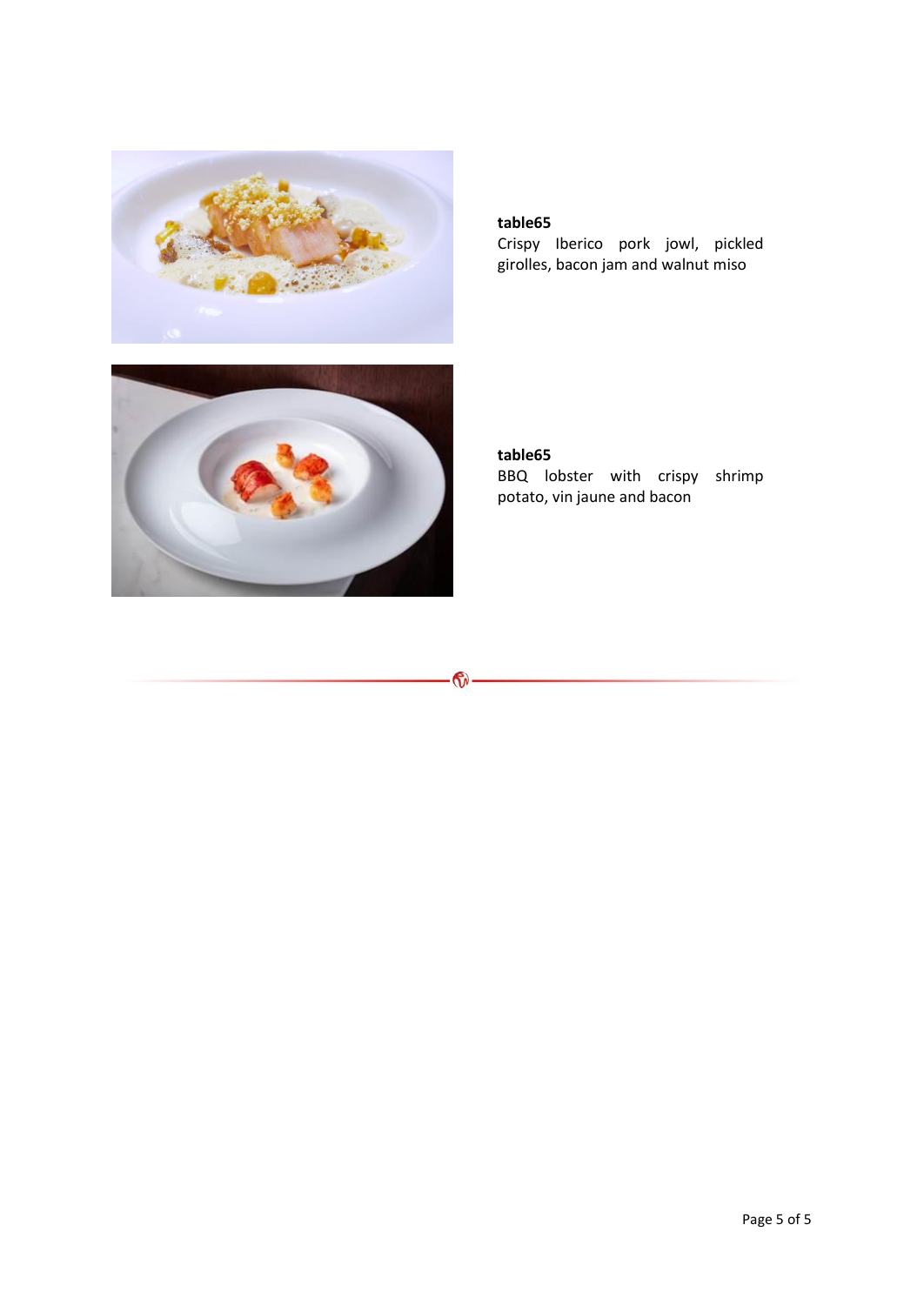**table65**
Crispy Iberico pork jowl, pickled girolles, bacon jam and walnut miso

**table65**
BBQ lobster with crispy shrimp potato, vin jaune and bacon